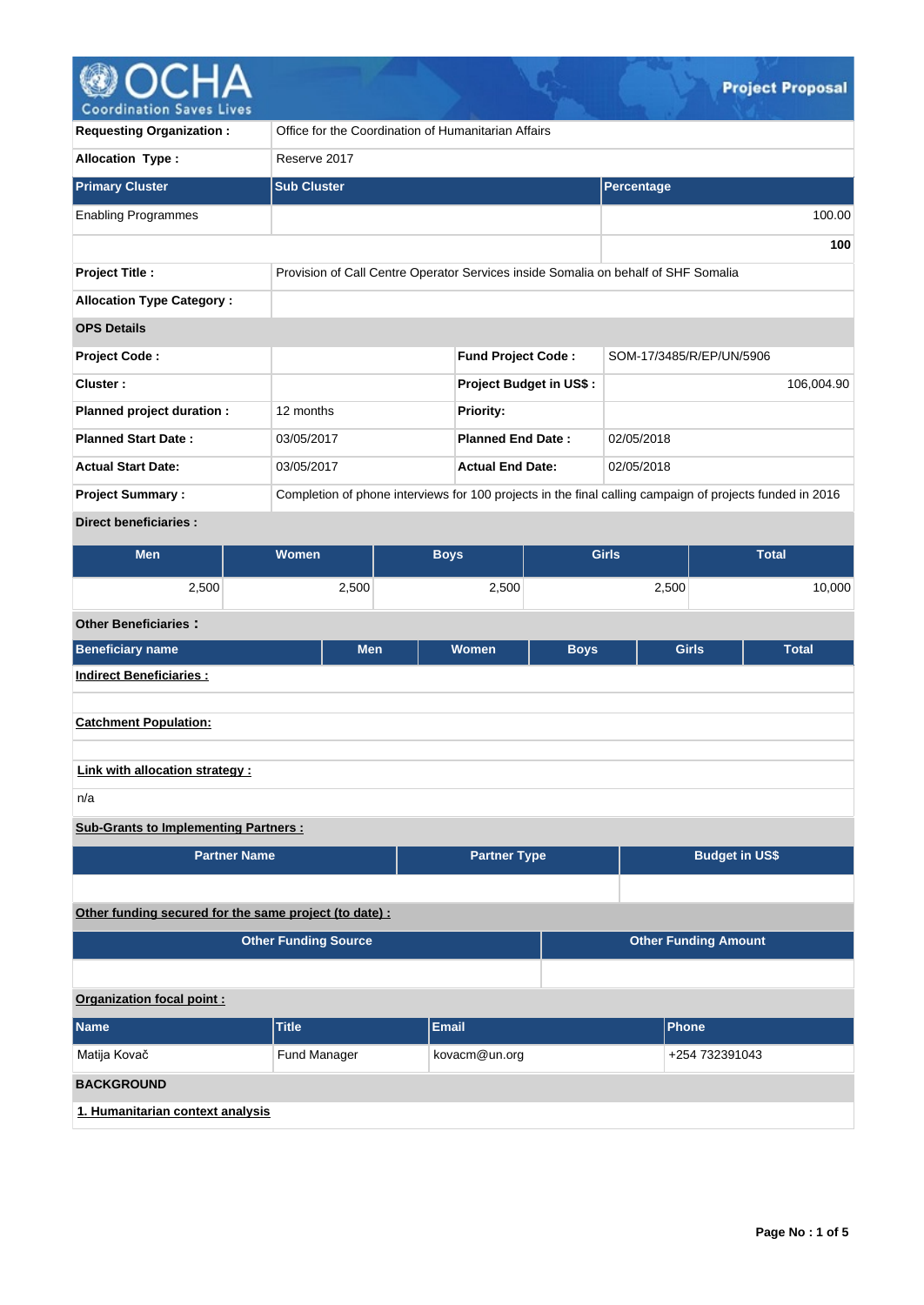# Project Proposal

| | |
|---|---|
| **Requesting Organization :** | Office for the Coordination of Humanitarian Affairs |
| **Allocation Type :** | Reserve 2017 |

| Primary Cluster | Sub Cluster | Percentage |
|---|---|---|
| Enabling Programmes | | 100.00 |
| | | **100** |

| | |
|---|---|
| **Project Title :** | Provision of Call Centre Operator Services inside Somalia on behalf of SHF Somalia |
| **Allocation Type Category :** | |

**OPS Details**

| | | | |
|---|---|---|---|
| **Project Code :** | | **Fund Project Code :** | SOM-17/3485/R/EP/UN/5906 |
| **Cluster :** | | **Project Budget in US$ :** | 106,004.90 |
| **Planned project duration :** | 12 months | **Priority:** | |
| **Planned Start Date :** | 03/05/2017 | **Planned End Date :** | 02/05/2018 |
| **Actual Start Date:** | 03/05/2017 | **Actual End Date:** | 02/05/2018 |
| **Project Summary :** | Completion of phone interviews for 100 projects in the final calling campaign of projects funded in 2016 | | |

**Direct beneficiaries :**

| Men | Women | Boys | Girls | Total |
|---|---|---|---|---|
| 2,500 | 2,500 | 2,500 | 2,500 | 10,000 |

**Other Beneficiaries :**

| Beneficiary name | Men | Women | Boys | Girls | Total |
|---|---|---|---|---|---|

**Indirect Beneficiaries :**

**Catchment Population:**

**Link with allocation strategy :**

n/a

**Sub-Grants to Implementing Partners :**

| Partner Name | Partner Type | Budget in US$ |
|---|---|---|
| | | |

**Other funding secured for the same project (to date) :**

| Other Funding Source | Other Funding Amount |
|---|---|
| | |

**Organization focal point :**

| Name | Title | Email | Phone |
|---|---|---|---|
| Matija Kovač | Fund Manager | kovacm@un.org | +254 732391043 |

## BACKGROUND

### 1. Humanitarian context analysis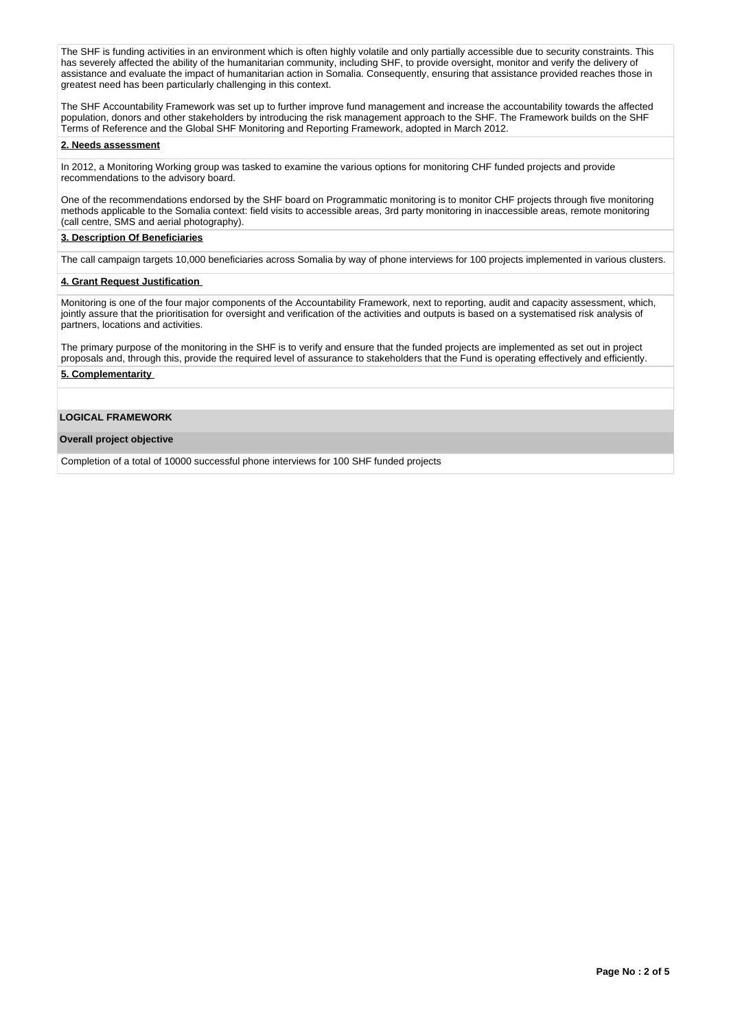The SHF is funding activities in an environment which is often highly volatile and only partially accessible due to security constraints. This has severely affected the ability of the humanitarian community, including SHF, to provide oversight, monitor and verify the delivery of assistance and evaluate the impact of humanitarian action in Somalia. Consequently, ensuring that assistance provided reaches those in greatest need has been particularly challenging in this context.

The SHF Accountability Framework was set up to further improve fund management and increase the accountability towards the affected population, donors and other stakeholders by introducing the risk management approach to the SHF. The Framework builds on the SHF Terms of Reference and the Global SHF Monitoring and Reporting Framework, adopted in March 2012.

**2. Needs assessment**

In 2012, a Monitoring Working group was tasked to examine the various options for monitoring CHF funded projects and provide recommendations to the advisory board.

One of the recommendations endorsed by the SHF board on Programmatic monitoring is to monitor CHF projects through five monitoring methods applicable to the Somalia context: field visits to accessible areas, 3rd party monitoring in inaccessible areas, remote monitoring (call centre, SMS and aerial photography).

**3. Description Of Beneficiaries**

The call campaign targets 10,000 beneficiaries across Somalia by way of phone interviews for 100 projects implemented in various clusters.

**4. Grant Request Justification**

Monitoring is one of the four major components of the Accountability Framework, next to reporting, audit and capacity assessment, which, jointly assure that the prioritisation for oversight and verification of the activities and outputs is based on a systematised risk analysis of partners, locations and activities.

The primary purpose of the monitoring in the SHF is to verify and ensure that the funded projects are implemented as set out in project proposals and, through this, provide the required level of assurance to stakeholders that the Fund is operating effectively and efficiently.

**5. Complementarity**

## LOGICAL FRAMEWORK

**Overall project objective**

Completion of a total of 10000 successful phone interviews for 100 SHF funded projects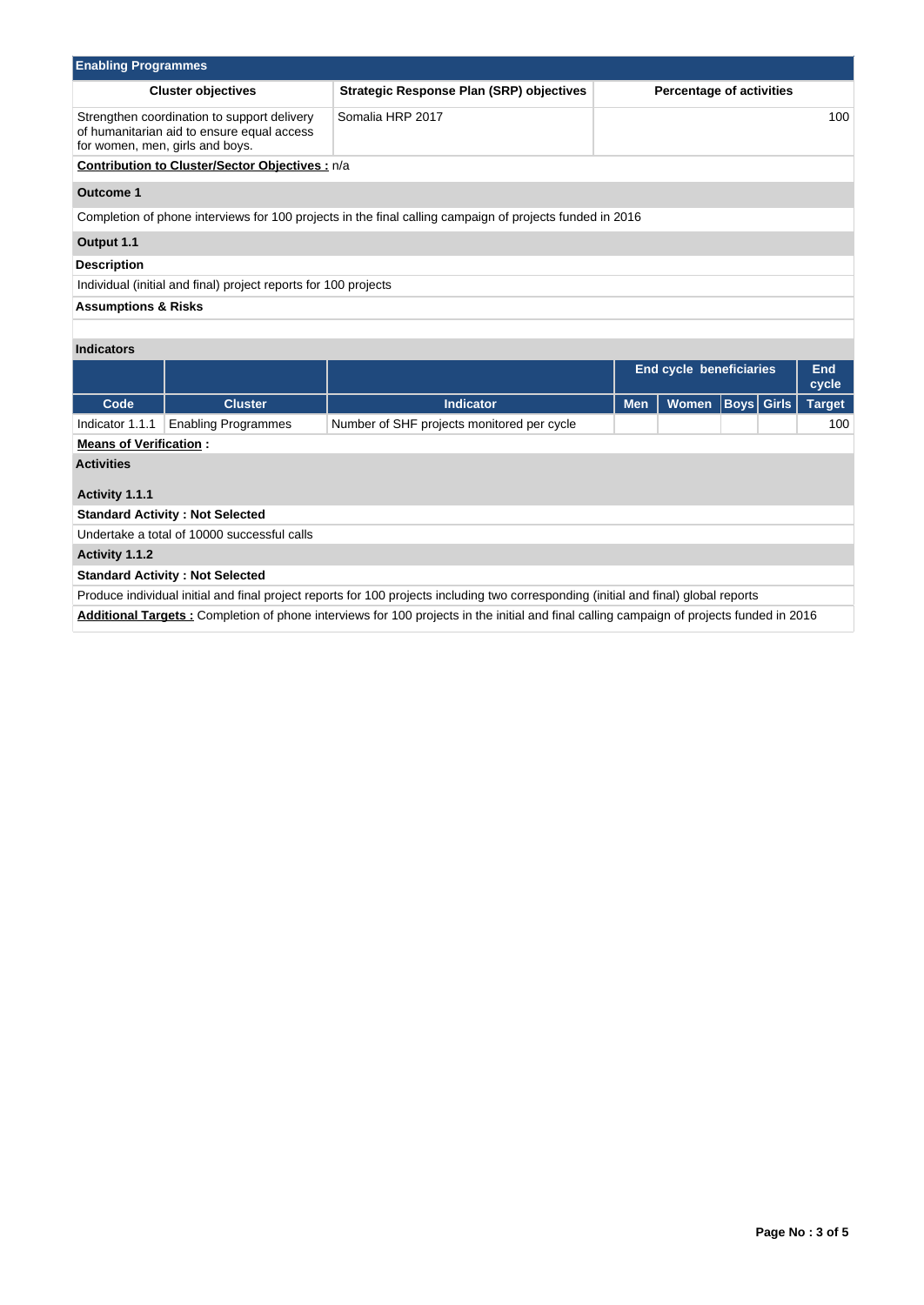## Enabling Programmes

| Cluster objectives | Strategic Response Plan (SRP) objectives | Percentage of activities |
|---|---|---|
| Strengthen coordination to support delivery of humanitarian aid to ensure equal access for women, men, girls and boys. | Somalia HRP 2017 | 100 |

**Contribution to Cluster/Sector Objectives :** n/a

### Outcome 1

Completion of phone interviews for 100 projects in the final calling campaign of projects funded in 2016

### Output 1.1

**Description**

Individual (initial and final) project reports for 100 projects

**Assumptions & Risks**

**Indicators**

| | | | End cycle beneficiaries | | | | End cycle |
|---|---|---|---|---|---|---|---|
| Code | Cluster | Indicator | Men | Women | Boys | Girls | Target |
| Indicator 1.1.1 | Enabling Programmes | Number of SHF projects monitored per cycle | | | | | 100 |

**Means of Verification :**

**Activities**

**Activity 1.1.1**

**Standard Activity : Not Selected**

Undertake a total of 10000 successful calls

**Activity 1.1.2**

**Standard Activity : Not Selected**

Produce individual initial and final project reports for 100 projects including two corresponding (initial and final) global reports

**Additional Targets :** Completion of phone interviews for 100 projects in the initial and final calling campaign of projects funded in 2016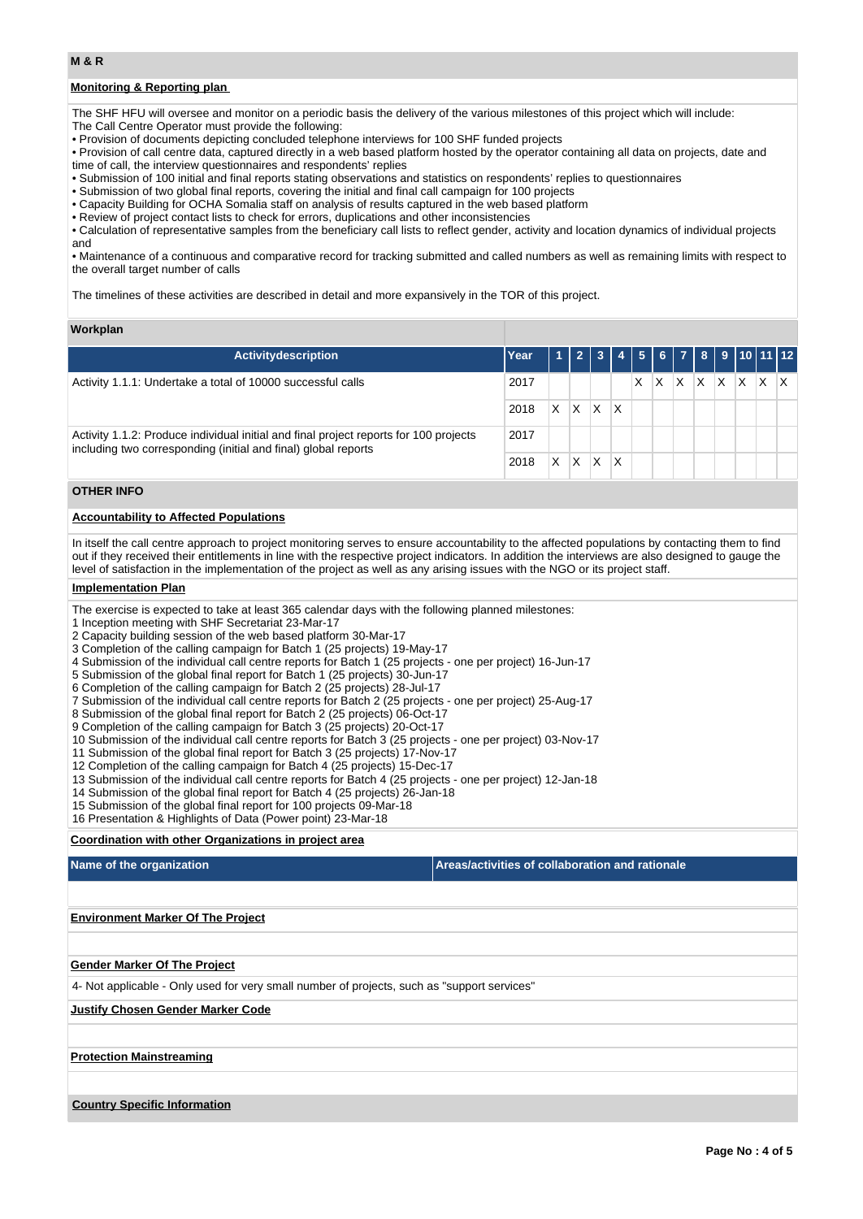## M & R

### Monitoring & Reporting plan

The SHF HFU will oversee and monitor on a periodic basis the delivery of the various milestones of this project which will include:
The Call Centre Operator must provide the following:

- Provision of documents depicting concluded telephone interviews for 100 SHF funded projects
- Provision of call centre data, captured directly in a web based platform hosted by the operator containing all data on projects, date and time of call, the interview questionnaires and respondents' replies
- Submission of 100 initial and final reports stating observations and statistics on respondents' replies to questionnaires
- Submission of two global final reports, covering the initial and final call campaign for 100 projects
- Capacity Building for OCHA Somalia staff on analysis of results captured in the web based platform
- Review of project contact lists to check for errors, duplications and other inconsistencies
- Calculation of representative samples from the beneficiary call lists to reflect gender, activity and location dynamics of individual projects and
- Maintenance of a continuous and comparative record for tracking submitted and called numbers as well as remaining limits with respect to the overall target number of calls

The timelines of these activities are described in detail and more expansively in the TOR of this project.

### Workplan

| Activitydescription | Year | 1 | 2 | 3 | 4 | 5 | 6 | 7 | 8 | 9 | 10 | 11 | 12 |
|---|---|---|---|---|---|---|---|---|---|---|---|---|---|
| Activity 1.1.1: Undertake a total of 10000 successful calls | 2017 | | | | | X | X | X | X | X | X | X | X |
| | 2018 | X | X | X | X | | | | | | | | |
| Activity 1.1.2: Produce individual initial and final project reports for 100 projects including two corresponding (initial and final) global reports | 2017 | | | | | | | | | | | | |
| | 2018 | X | X | X | X | | | | | | | | |

## OTHER INFO

### Accountability to Affected Populations

In itself the call centre approach to project monitoring serves to ensure accountability to the affected populations by contacting them to find out if they received their entitlements in line with the respective project indicators. In addition the interviews are also designed to gauge the level of satisfaction in the implementation of the project as well as any arising issues with the NGO or its project staff.

### Implementation Plan

The exercise is expected to take at least 365 calendar days with the following planned milestones:

1 Inception meeting with SHF Secretariat 23-Mar-17
2 Capacity building session of the web based platform 30-Mar-17
3 Completion of the calling campaign for Batch 1 (25 projects) 19-May-17
4 Submission of the individual call centre reports for Batch 1 (25 projects - one per project) 16-Jun-17
5 Submission of the global final report for Batch 1 (25 projects) 30-Jun-17
6 Completion of the calling campaign for Batch 2 (25 projects) 28-Jul-17
7 Submission of the individual call centre reports for Batch 2 (25 projects - one per project) 25-Aug-17
8 Submission of the global final report for Batch 2 (25 projects) 06-Oct-17
9 Completion of the calling campaign for Batch 3 (25 projects) 20-Oct-17
10 Submission of the individual call centre reports for Batch 3 (25 projects - one per project) 03-Nov-17
11 Submission of the global final report for Batch 3 (25 projects) 17-Nov-17
12 Completion of the calling campaign for Batch 4 (25 projects) 15-Dec-17
13 Submission of the individual call centre reports for Batch 4 (25 projects - one per project) 12-Jan-18
14 Submission of the global final report for Batch 4 (25 projects) 26-Jan-18
15 Submission of the global final report for 100 projects 09-Mar-18
16 Presentation & Highlights of Data (Power point) 23-Mar-18

### Coordination with other Organizations in project area

| Name of the organization | Areas/activities of collaboration and rationale |
|---|---|
| | |

### Environment Marker Of The Project

### Gender Marker Of The Project

4- Not applicable - Only used for very small number of projects, such as "support services"

### Justify Chosen Gender Marker Code

### Protection Mainstreaming

### Country Specific Information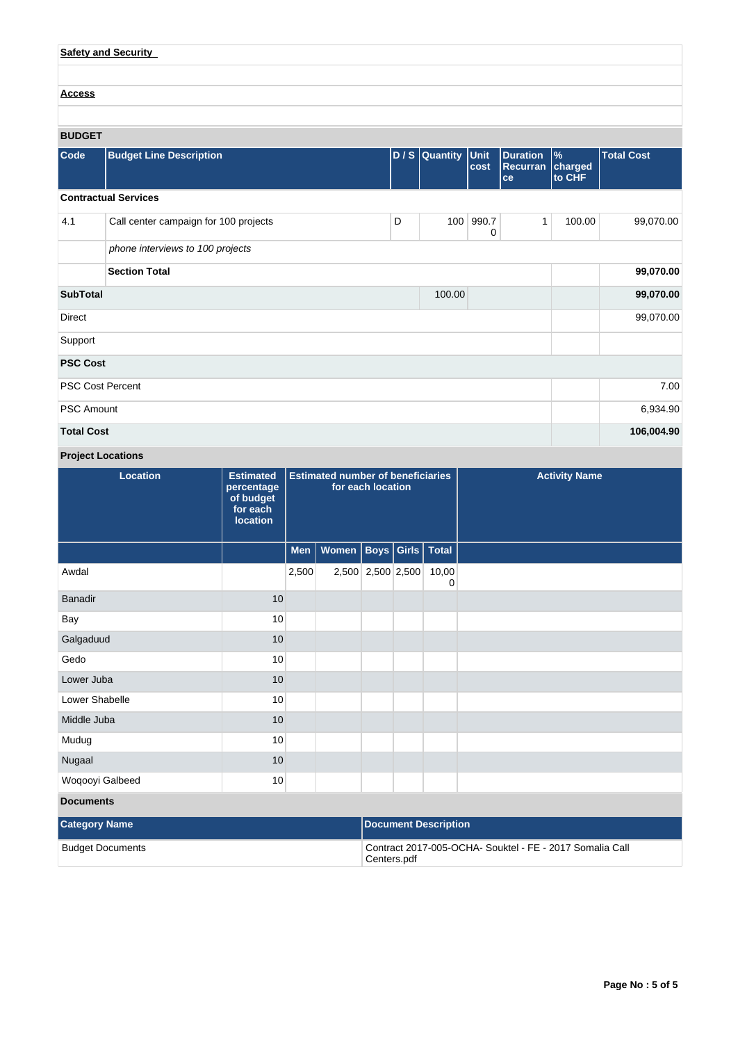**Safety and Security**

**Access**

## BUDGET

| Code | Budget Line Description | D / S | Quantity | Unit cost | Duration Recurrance | % charged to CHF | Total Cost |
|---|---|---|---|---|---|---|---|
| **Contractual Services** | | | | | | | |
| 4.1 | Call center campaign for 100 projects | D | 100 | 990.70 | 1 | 100.00 | 99,070.00 |
| | *phone interviews to 100 projects* | | | | | | |
| | **Section Total** | | | | | | **99,070.00** |
| **SubTotal** | | | 100.00 | | | | **99,070.00** |
| Direct | | | | | | | 99,070.00 |
| Support | | | | | | | |
| **PSC Cost** | | | | | | | |
| PSC Cost Percent | | | | | | | 7.00 |
| PSC Amount | | | | | | | 6,934.90 |
| **Total Cost** | | | | | | | **106,004.90** |

## Project Locations

| Location | Estimated percentage of budget for each location | Estimated number of beneficiaries for each location | | | | | Activity Name |
|---|---|---|---|---|---|---|---|
| | | Men | Women | Boys | Girls | Total | |
| Awdal | | 2,500 | 2,500 | 2,500 | 2,500 | 10,000 | |
| Banadir | 10 | | | | | | |
| Bay | 10 | | | | | | |
| Galgaduud | 10 | | | | | | |
| Gedo | 10 | | | | | | |
| Lower Juba | 10 | | | | | | |
| Lower Shabelle | 10 | | | | | | |
| Middle Juba | 10 | | | | | | |
| Mudug | 10 | | | | | | |
| Nugaal | 10 | | | | | | |
| Woqooyi Galbeed | 10 | | | | | | |

## Documents

| Category Name | Document Description |
|---|---|
| Budget Documents | Contract 2017-005-OCHA- Souktel - FE - 2017 Somalia Call Centers.pdf |